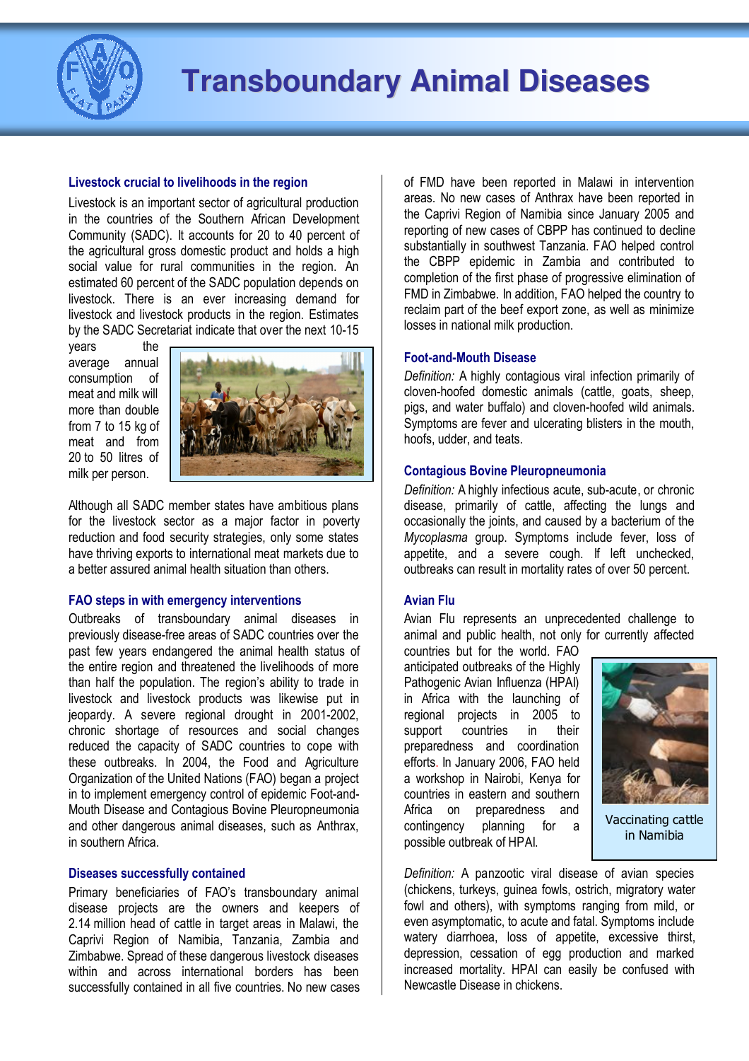# Transboundary Animal Diseases

## Livestock crucial to livelihoods in the region

Livestock is an important sector of agricultural production in the countries of the Southern African Development Community (SADC). It accounts for 20 to 40 percent of the agricultural gross domestic product and holds a high social value for rural communities in the region. An estimated 60 percent of the SADC population depends on livestock. There is an ever increasing demand for livestock and livestock products in the region. Estimates by the SADC Secretariat indicate that over the next 10-15 years the average annual consumption of meat and milk will more than double from 7 to 15 kg of meat and from 20 to 50 litres of milk per person.

Although all SADC member states have ambitious plans for the livestock sector as a major factor in poverty reduction and food security strategies, only some states have thriving exports to international meat markets due to a better assured animal health situation than others.

## FAO steps in with emergency interventions

Outbreaks of transboundary animal diseases in previously disease-free areas of SADC countries over the past few years endangered the animal health status of the entire region and threatened the livelihoods of more than half the population. The region's ability to trade in livestock and livestock products was likewise put in jeopardy. A severe regional drought in 2001-2002, chronic shortage of resources and social changes reduced the capacity of SADC countries to cope with these outbreaks. In 2004, the Food and Agriculture Organization of the United Nations (FAO) began a project in to implement emergency control of epidemic Foot-and-Mouth Disease and Contagious Bovine Pleuropneumonia and other dangerous animal diseases, such as Anthrax, in southern Africa.

## Diseases successfully contained

Primary beneficiaries of FAO's transboundary animal disease projects are the owners and keepers of 2.14 million head of cattle in target areas in Malawi, the Caprivi Region of Namibia, Tanzania, Zambia and Zimbabwe. Spread of these dangerous livestock diseases within and across international borders has been successfully contained in all five countries. No new cases of FMD have been reported in Malawi in intervention areas. No new cases of Anthrax have been reported in the Caprivi Region of Namibia since January 2005 and reporting of new cases of CBPP has continued to decline substantially in southwest Tanzania. FAO helped control the CBPP epidemic in Zambia and contributed to completion of the first phase of progressive elimination of FMD in Zimbabwe. In addition, FAO helped the country to reclaim part of the beef export zone, as well as minimize losses in national milk production.

## Foot-and-Mouth Disease

*Definition:* A highly contagious viral infection primarily of cloven-hoofed domestic animals (cattle, goats, sheep, pigs, and water buffalo) and cloven-hoofed wild animals. Symptoms are fever and ulcerating blisters in the mouth, hoofs, udder, and teats.

## Contagious Bovine Pleuropneumonia

*Definition:* A highly infectious acute, sub-acute, or chronic disease, primarily of cattle, affecting the lungs and occasionally the joints, and caused by a bacterium of the *Mycoplasma* group. Symptoms include fever, loss of appetite, and a severe cough. If left unchecked, outbreaks can result in mortality rates of over 50 percent.

## Avian Flu

Avian Flu represents an unprecedented challenge to animal and public health, not only for currently affected countries but for the world. FAO anticipated outbreaks of the Highly Pathogenic Avian Influenza (HPAI) in Africa with the launching of regional projects in 2005 to support countries in their preparedness and coordination efforts. In January 2006, FAO held a workshop in Nairobi, Kenya for countries in eastern and southern Africa on preparedness and contingency planning for a possible outbreak of HPAI.

Vaccinating cattle in Namibia

*Definition:* A panzootic viral disease of avian species (chickens, turkeys, guinea fowls, ostrich, migratory water fowl and others), with symptoms ranging from mild, or even asymptomatic, to acute and fatal. Symptoms include watery diarrhoea, loss of appetite, excessive thirst, depression, cessation of egg production and marked increased mortality. HPAI can easily be confused with Newcastle Disease in chickens.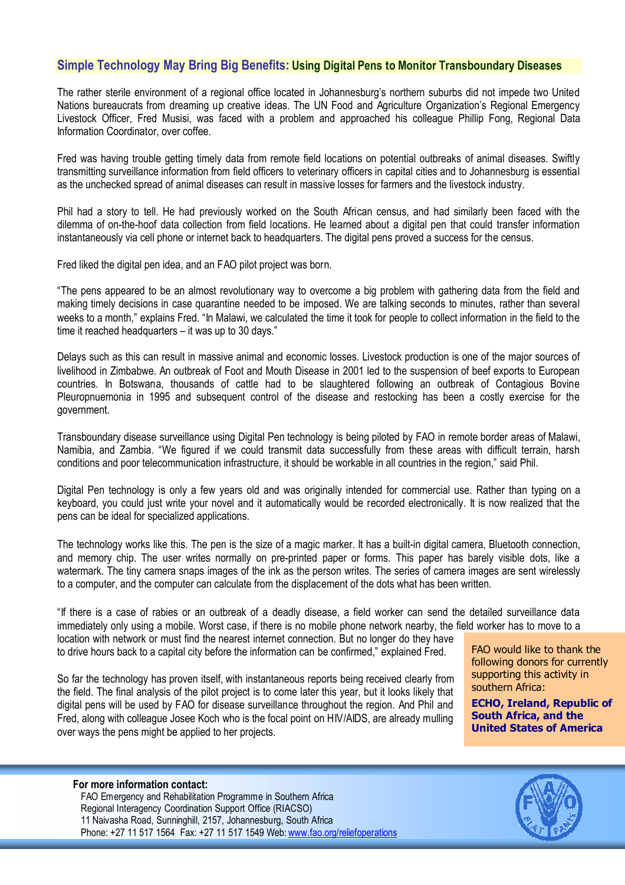## Simple Technology May Bring Big Benefits: Using Digital Pens to Monitor Transboundary Diseases

The rather sterile environment of a regional office located in Johannesburg's northern suburbs did not impede two United Nations bureaucrats from dreaming up creative ideas. The UN Food and Agriculture Organization's Regional Emergency Livestock Officer, Fred Musisi, was faced with a problem and approached his colleague Phillip Fong, Regional Data Information Coordinator, over coffee.

Fred was having trouble getting timely data from remote field locations on potential outbreaks of animal diseases. Swiftly transmitting surveillance information from field officers to veterinary officers in capital cities and to Johannesburg is essential as the unchecked spread of animal diseases can result in massive losses for farmers and the livestock industry.

Phil had a story to tell. He had previously worked on the South African census, and had similarly been faced with the dilemma of on-the-hoof data collection from field locations. He learned about a digital pen that could transfer information instantaneously via cell phone or internet back to headquarters. The digital pens proved a success for the census.

Fred liked the digital pen idea, and an FAO pilot project was born.

"The pens appeared to be an almost revolutionary way to overcome a big problem with gathering data from the field and making timely decisions in case quarantine needed to be imposed. We are talking seconds to minutes, rather than several weeks to a month," explains Fred. "In Malawi, we calculated the time it took for people to collect information in the field to the time it reached headquarters – it was up to 30 days."

Delays such as this can result in massive animal and economic losses. Livestock production is one of the major sources of livelihood in Zimbabwe. An outbreak of Foot and Mouth Disease in 2001 led to the suspension of beef exports to European countries. In Botswana, thousands of cattle had to be slaughtered following an outbreak of Contagious Bovine Pleuropnuemonia in 1995 and subsequent control of the disease and restocking has been a costly exercise for the government.

Transboundary disease surveillance using Digital Pen technology is being piloted by FAO in remote border areas of Malawi, Namibia, and Zambia. "We figured if we could transmit data successfully from these areas with difficult terrain, harsh conditions and poor telecommunication infrastructure, it should be workable in all countries in the region," said Phil.

Digital Pen technology is only a few years old and was originally intended for commercial use. Rather than typing on a keyboard, you could just write your novel and it automatically would be recorded electronically. It is now realized that the pens can be ideal for specialized applications.

The technology works like this. The pen is the size of a magic marker. It has a built-in digital camera, Bluetooth connection, and memory chip. The user writes normally on pre-printed paper or forms. This paper has barely visible dots, like a watermark. The tiny camera snaps images of the ink as the person writes. The series of camera images are sent wirelessly to a computer, and the computer can calculate from the displacement of the dots what has been written.

"If there is a case of rabies or an outbreak of a deadly disease, a field worker can send the detailed surveillance data immediately only using a mobile. Worst case, if there is no mobile phone network nearby, the field worker has to move to a location with network or must find the nearest internet connection. But no longer do they have to drive hours back to a capital city before the information can be confirmed," explained Fred.

So far the technology has proven itself, with instantaneous reports being received clearly from the field. The final analysis of the pilot project is to come later this year, but it looks likely that digital pens will be used by FAO for disease surveillance throughout the region. And Phil and Fred, along with colleague Josee Koch who is the focal point on HIV/AIDS, are already mulling over ways the pens might be applied to her projects.

FAO would like to thank the following donors for currently supporting this activity in southern Africa:

**ECHO, Ireland, Republic of South Africa, and the United States of America**

**For more information contact:**
FAO Emergency and Rehabilitation Programme in Southern Africa
Regional Interagency Coordination Support Office (RIACSO)
11 Naivasha Road, Sunninghill, 2157, Johannesburg, South Africa
Phone: +27 11 517 1564 Fax: +27 11 517 1549 Web: www.fao.org/reliefoperations